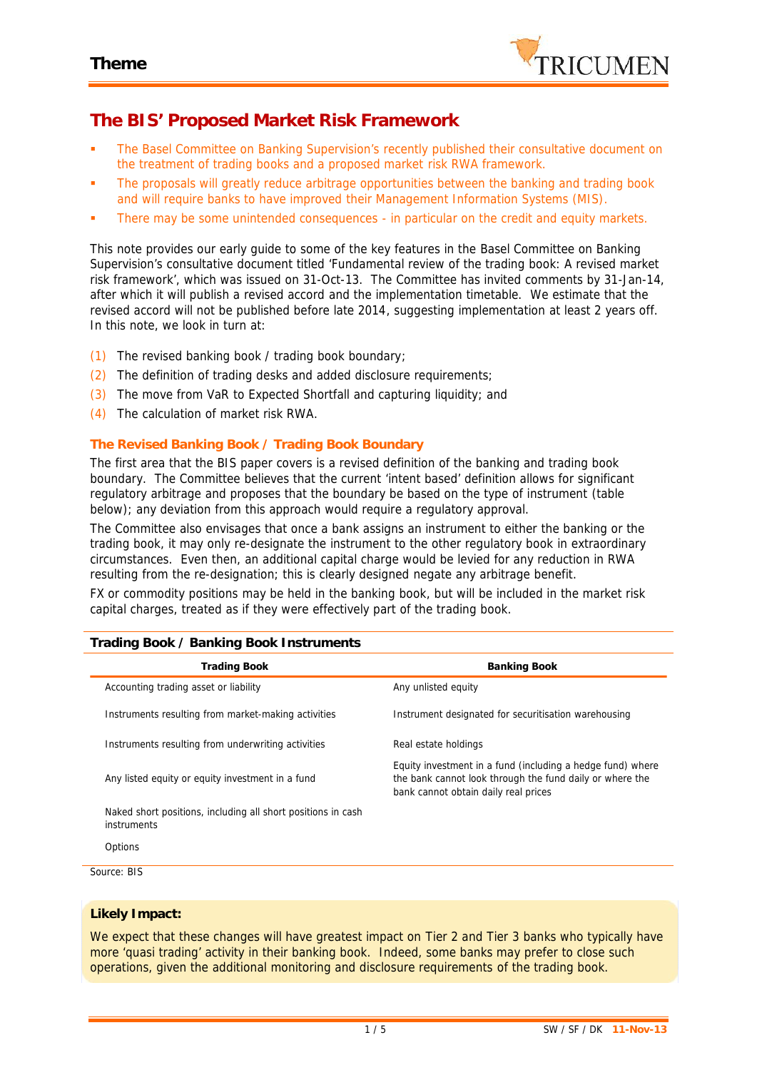**Theme**

# The BIS' Proposed Market Risk Framework

- The Basel Committee on Banking Supervision's recently published their consultative document on the treatment of trading books and a proposed market risk RWA framework.
- The proposals will greatly reduce arbitrage opportunities between the banking and trading book and will require banks to have improved their Management Information Systems (MIS).
- There may be some unintended consequences - in particular on the credit and equity markets.

This note provides our early guide to some of the key features in the Basel Committee on Banking Supervision's consultative document titled 'Fundamental review of the trading book: A revised market risk framework', which was issued on 31-Oct-13. The Committee has invited comments by 31-Jan-14, after which it will publish a revised accord and the implementation timetable. We estimate that the revised accord will not be published before late 2014, suggesting implementation at least 2 years off. In this note, we look in turn at:

(1) The revised banking book / trading book boundary;
(2) The definition of trading desks and added disclosure requirements;
(3) The move from VaR to Expected Shortfall and capturing liquidity; and
(4) The calculation of market risk RWA.

### The Revised Banking Book / Trading Book Boundary

The first area that the BIS paper covers is a revised definition of the banking and trading book boundary. The Committee believes that the current 'intent based' definition allows for significant regulatory arbitrage and proposes that the boundary be based on the type of instrument (table below); any deviation from this approach would require a regulatory approval.

The Committee also envisages that once a bank assigns an instrument to either the banking or the trading book, it may only re-designate the instrument to the other regulatory book in extraordinary circumstances. Even then, an additional capital charge would be levied for any reduction in RWA resulting from the re-designation; this is clearly designed negate any arbitrage benefit.

FX or commodity positions may be held in the banking book, but will be included in the market risk capital charges, treated as if they were effectively part of the trading book.

**Trading Book / Banking Book Instruments**

| Trading Book | Banking Book |
|---|---|
| Accounting trading asset or liability | Any unlisted equity |
| Instruments resulting from market-making activities | Instrument designated for securitisation warehousing |
| Instruments resulting from underwriting activities | Real estate holdings |
| Any listed equity or equity investment in a fund | Equity investment in a fund (including a hedge fund) where the bank cannot look through the fund daily or where the bank cannot obtain daily real prices |
| Naked short positions, including all short positions in cash instruments | |
| Options | |

Source: BIS

**Likely Impact:**

We expect that these changes will have greatest impact on Tier 2 and Tier 3 banks who typically have more 'quasi trading' activity in their banking book. Indeed, some banks may prefer to close such operations, given the additional monitoring and disclosure requirements of the trading book.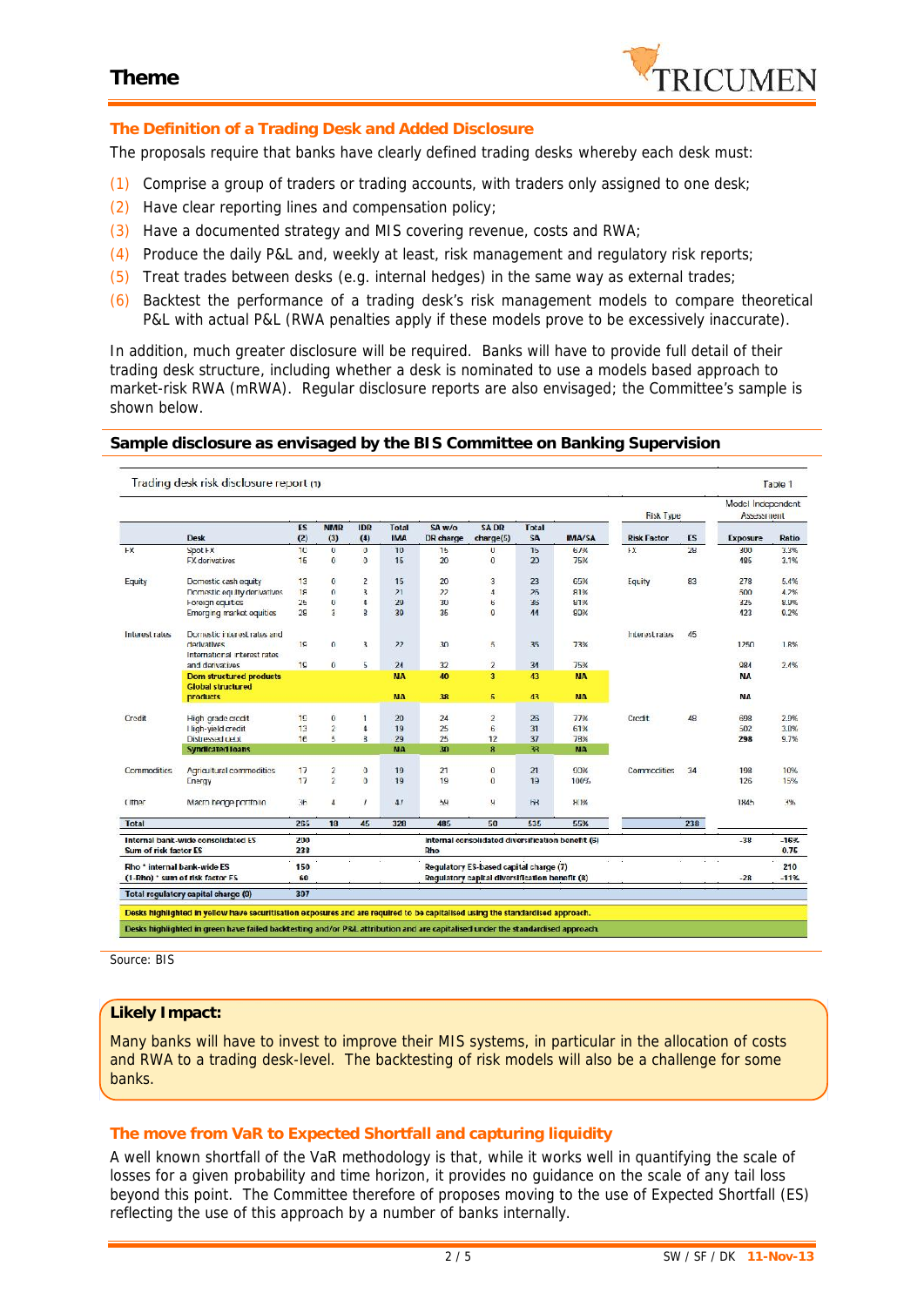## The Definition of a Trading Desk and Added Disclosure

The proposals require that banks have clearly defined trading desks whereby each desk must:

(1) Comprise a group of traders or trading accounts, with traders only assigned to one desk;
(2) Have clear reporting lines and compensation policy;
(3) Have a documented strategy and MIS covering revenue, costs and RWA;
(4) Produce the daily P&L and, weekly at least, risk management and regulatory risk reports;
(5) Treat trades between desks (e.g. internal hedges) in the same way as external trades;
(6) Backtest the performance of a trading desk's risk management models to compare theoretical P&L with actual P&L (RWA penalties apply if these models prove to be excessively inaccurate).

In addition, much greater disclosure will be required. Banks will have to provide full detail of their trading desk structure, including whether a desk is nominated to use a models based approach to market-risk RWA (mRWA). Regular disclosure reports are also envisaged; the Committee's sample is shown below.

### Sample disclosure as envisaged by the BIS Committee on Banking Supervision

Trading desk risk disclosure report (1) — Table 1

| | Desk | ES (2) | NMR (3) | IDR (4) | Total IMA | SA w/o DR charge | SA DR charge(5) | Total SA | IMA/SA | Risk Type: Risk Factor | Risk Type: ES | Model Independent Assessment: Exposure | Model Independent Assessment: Ratio |
|---|---|---|---|---|---|---|---|---|---|---|---|---|---|
| FX | Spot FX | 10 | 0 | 0 | 10 | 15 | 0 | 15 | 67% | FX | 28 | 300 | 3.3% |
| | FX derivatives | 15 | 0 | 0 | 15 | 20 | 0 | 20 | 75% | | | 485 | 3.1% |
| Equity | Domestic cash equity | 13 | 0 | 2 | 15 | 20 | 3 | 23 | 65% | Equity | 83 | 278 | 5.4% |
| | Domestic equity derivatives | 18 | 0 | 3 | 21 | 22 | 4 | 26 | 81% | | | 500 | 4.2% |
| | Foreign equities | 25 | 0 | 4 | 29 | 30 | 6 | 36 | 81% | | | 325 | 8.0% |
| | Emerging market equities | 28 | 3 | 8 | 30 | 35 | 0 | 44 | 80% | | | 423 | 0.2% |
| Interest rates | Domestic interest rates and derivatives | 19 | 0 | 3 | 22 | 30 | 5 | 35 | 73% | Interest rates | 45 | 1250 | 1.8% |
| | International interest rates and derivatives | 19 | 0 | 5 | 24 | 32 | 2 | 34 | 75% | | | 984 | 2.4% |
| | Dom structured products | | | | NA | 40 | 3 | 43 | NA | | | NA | |
| | Global structured products | | | | NA | 38 | 5 | 43 | NA | | | NA | |
| Credit | High grade credit | 19 | 0 | 1 | 20 | 24 | 2 | 26 | 77% | Credit | 48 | 698 | 2.9% |
| | High-yield credit | 13 | 2 | 4 | 19 | 25 | 6 | 31 | 61% | | | 502 | 3.8% |
| | Distressed debt | 16 | 5 | 8 | 29 | 25 | 12 | 37 | 78% | | | 298 | 9.7% |
| | Syndicated loans | | | | NA | 30 | 8 | 38 | NA | | | | |
| Commodities | Agricultural commodities | 17 | 2 | 0 | 19 | 21 | 0 | 21 | 90% | Commodities | 34 | 198 | 10% |
| | Energy | 17 | 2 | 0 | 19 | 19 | 0 | 19 | 100% | | | 126 | 15% |
| Other | Macro hedge portfolio | 36 | 4 | 7 | 47 | 59 | 9 | 68 | 80% | | | 1845 | 3% |
| **Total** | | 265 | 18 | 45 | 328 | 485 | 50 | 535 | 55% | | 238 | | |
| Internal bank-wide consolidated ES | | 200 | | | | Internal consolidated diversification benefit (6) | | | | | | -38 | -16% |
| Sum of risk factor ES | | 238 | | | | Rho | | | | | | | 0.75 |
| Rho * internal bank-wide ES | | 150 | | | | Regulatory ES-based capital charge (7) | | | | | | | 210 |
| (1-Rho) * sum of risk factor ES | | 60 | | | | Regulatory capital diversification benefit (8) | | | | | | -28 | -11% |
| Total regulatory capital charge (9) | | 307 | | | | | | | | | | | |

Desks highlighted in yellow have securitisation exposures and are required to be capitalised using the standardised approach.

Desks highlighted in green have failed backtesting and/or P&L attribution and are capitalised under the standardised approach.

Source: BIS

**Likely Impact:**

Many banks will have to invest to improve their MIS systems, in particular in the allocation of costs and RWA to a trading desk-level. The backtesting of risk models will also be a challenge for some banks.

## The move from VaR to Expected Shortfall and capturing liquidity

A well known shortfall of the VaR methodology is that, while it works well in quantifying the scale of losses for a given probability and time horizon, it provides no guidance on the scale of any tail loss beyond this point. The Committee therefore of proposes moving to the use of Expected Shortfall (ES) reflecting the use of this approach by a number of banks internally.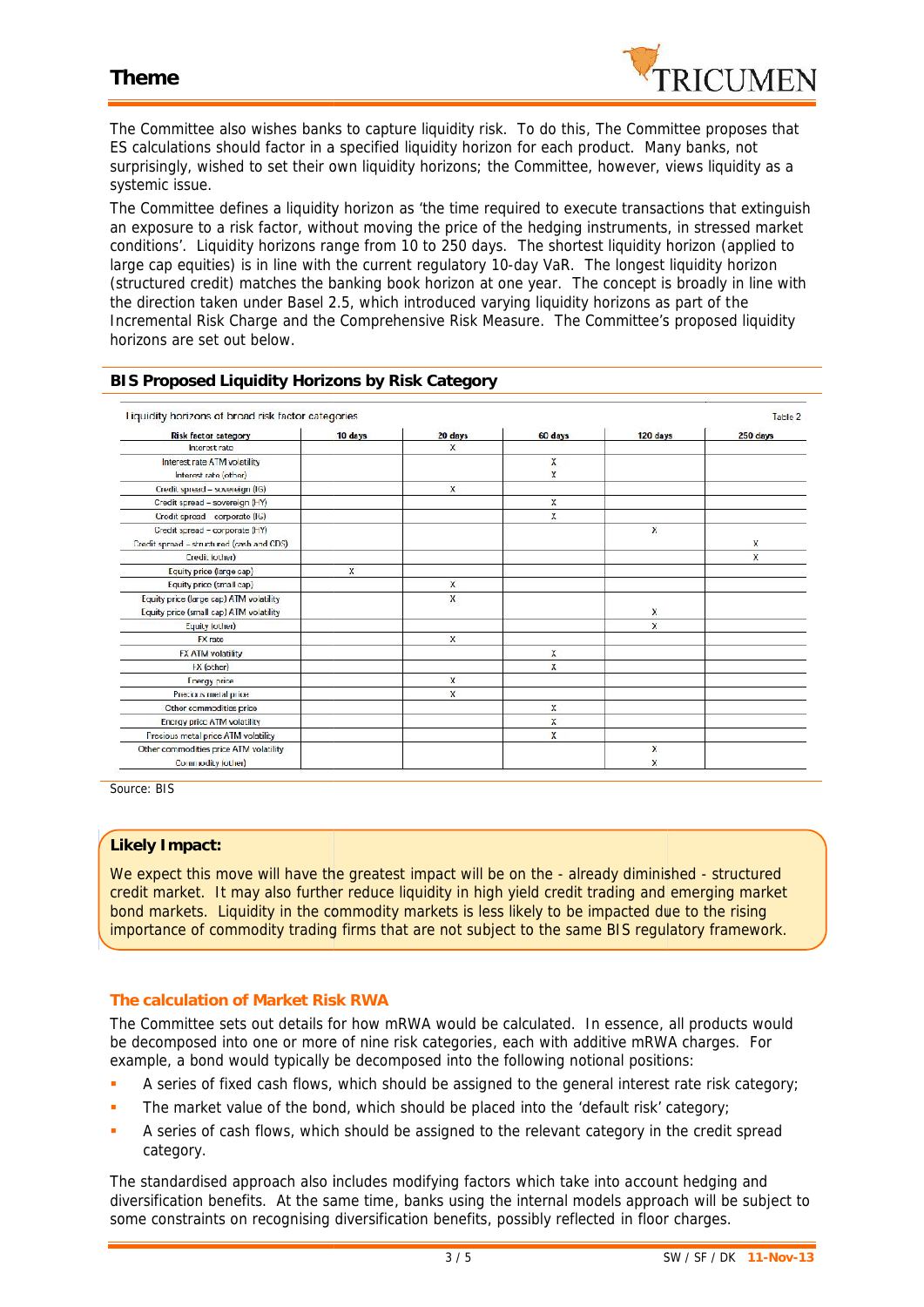## Theme

The Committee also wishes banks to capture liquidity risk. To do this, The Committee proposes that ES calculations should factor in a specified liquidity horizon for each product. Many banks, not surprisingly, wished to set their own liquidity horizons; the Committee, however, views liquidity as a systemic issue.

The Committee defines a liquidity horizon as 'the time required to execute transactions that extinguish an exposure to a risk factor, without moving the price of the hedging instruments, in stressed market conditions'. Liquidity horizons range from 10 to 250 days. The shortest liquidity horizon (applied to large cap equities) is in line with the current regulatory 10-day VaR. The longest liquidity horizon (structured credit) matches the banking book horizon at one year. The concept is broadly in line with the direction taken under Basel 2.5, which introduced varying liquidity horizons as part of the Incremental Risk Charge and the Comprehensive Risk Measure. The Committee's proposed liquidity horizons are set out below.

### BIS Proposed Liquidity Horizons by Risk Category

Liquidity horizons of broad risk factor categories — Table 2

| Risk factor category | 10 days | 20 days | 60 days | 120 days | 250 days |
|---|---|---|---|---|---|
| Interest rate | | X | | | |
| Interest rate ATM volatility | | | X | | |
| Interest rate (other) | | | X | | |
| Credit spread – sovereign (IG) | | X | | | |
| Credit spread – sovereign (HY) | | | X | | |
| Credit spread – corporate (IG) | | | X | | |
| Credit spread – corporate (HY) | | | | X | |
| Credit spread – structured (cash and CDS) | | | | | X |
| Credit (other) | | | | | X |
| Equity price (large cap) | X | | | | |
| Equity price (small cap) | | X | | | |
| Equity price (large cap) ATM volatility | | X | | | |
| Equity price (small cap) ATM volatility | | | | X | |
| Equity (other) | | | | X | |
| FX rate | | X | | | |
| FX ATM volatility | | | X | | |
| FX (other) | | | X | | |
| Energy price | | X | | | |
| Precious metal price | | X | | | |
| Other commodities price | | | X | | |
| Energy price ATM volatility | | | X | | |
| Precious metal price ATM volatility | | | X | | |
| Other commodities price ATM volatility | | | | X | |
| Commodity (other) | | | | X | |

Source: BIS

**Likely Impact:**

We expect this move will have the greatest impact will be on the - already diminished - structured credit market. It may also further reduce liquidity in high yield credit trading and emerging market bond markets. Liquidity in the commodity markets is less likely to be impacted due to the rising importance of commodity trading firms that are not subject to the same BIS regulatory framework.

### The calculation of Market Risk RWA

The Committee sets out details for how mRWA would be calculated. In essence, all products would be decomposed into one or more of nine risk categories, each with additive mRWA charges. For example, a bond would typically be decomposed into the following notional positions:

- A series of fixed cash flows, which should be assigned to the general interest rate risk category;
- The market value of the bond, which should be placed into the 'default risk' category;
- A series of cash flows, which should be assigned to the relevant category in the credit spread category.

The standardised approach also includes modifying factors which take into account hedging and diversification benefits. At the same time, banks using the internal models approach will be subject to some constraints on recognising diversification benefits, possibly reflected in floor charges.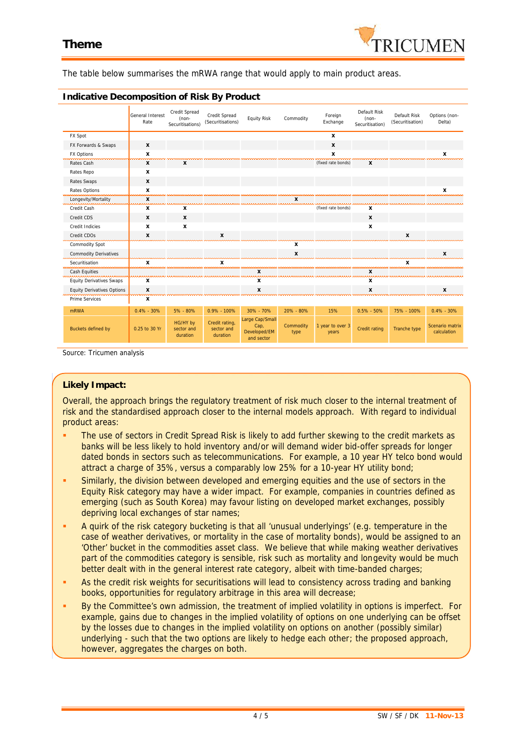# Theme

The table below summarises the mRWA range that would apply to main product areas.

### Indicative Decomposition of Risk By Product

| | General Interest Rate | Credit Spread (non-Securitisations) | Credit Spread (Securitisations) | Equity Risk | Commodity | Foreign Exchange | Default Risk (non-Securitisation) | Default Risk (Securitisation) | Options (non-Delta) |
|---|---|---|---|---|---|---|---|---|---|
| FX Spot | | | | | | x | | | |
| FX Forwards & Swaps | x | | | | | x | | | |
| FX Options | x | | | | | x | | | x |
| Rates Cash | x | x | | | | (fixed rate bonds) | x | | |
| Rates Repo | x | | | | | | | | |
| Rates Swaps | x | | | | | | | | |
| Rates Options | x | | | | | | | | x |
| Longevity/Mortality | x | | | | x | | | | |
| Credit Cash | x | x | | | | (fixed rate bonds) | x | | |
| Credit CDS | x | x | | | | | x | | |
| Credit Indicies | x | x | | | | | x | | |
| Credit CDOs | x | | x | | | | | x | |
| Commodity Spot | | | | | x | | | | |
| Commodity Derivatives | | | | | x | | | | x |
| Securitisation | x | | x | | | | | x | |
| Cash Equities | | | | x | | | x | | |
| Equity Derivatives Swaps | x | | | x | | | x | | |
| Equity Derivatives Options | x | | | x | | | x | | x |
| Prime Services | x | | | | | | | | |
| mRWA | 0.4% - 30% | 5% - 80% | 0.9% - 100% | 30% - 70% | 20% - 80% | 15% | 0.5% - 50% | 75% - 100% | 0.4% - 30% |
| Buckets defined by | 0.25 to 30 Yr | HG/HY by sector and duration | Credit rating, sector and duration | Large Cap/Small Cap, Developed/EM and sector | Commodity type | 1 year to over 3 years | Credit rating | Tranche type | Scenario matrix calculation |

Source: Tricumen analysis

**Likely Impact:**

Overall, the approach brings the regulatory treatment of risk much closer to the internal treatment of risk and the standardised approach closer to the internal models approach. With regard to individual product areas:

- The use of sectors in Credit Spread Risk is likely to add further skewing to the credit markets as banks will be less likely to hold inventory and/or will demand wider bid-offer spreads for longer dated bonds in sectors such as telecommunications. For example, a 10 year HY telco bond would attract a charge of 35%, versus a comparably low 25% for a 10-year HY utility bond;
- Similarly, the division between developed and emerging equities and the use of sectors in the Equity Risk category may have a wider impact. For example, companies in countries defined as emerging (such as South Korea) may favour listing on developed market exchanges, possibly depriving local exchanges of star names;
- A quirk of the risk category bucketing is that all 'unusual underlyings' (e.g. temperature in the case of weather derivatives, or mortality in the case of mortality bonds), would be assigned to an 'Other' bucket in the commodities asset class. We believe that while making weather derivatives part of the commodities category is sensible, risk such as mortality and longevity would be much better dealt with in the general interest rate category, albeit with time-banded charges;
- As the credit risk weights for securitisations will lead to consistency across trading and banking books, opportunities for regulatory arbitrage in this area will decrease;
- By the Committee's own admission, the treatment of implied volatility in options is imperfect. For example, gains due to changes in the implied volatility of options on one underlying can be offset by the losses due to changes in the implied volatility on options on another (possibly similar) underlying - such that the two options are likely to hedge each other; the proposed approach, however, aggregates the charges on both.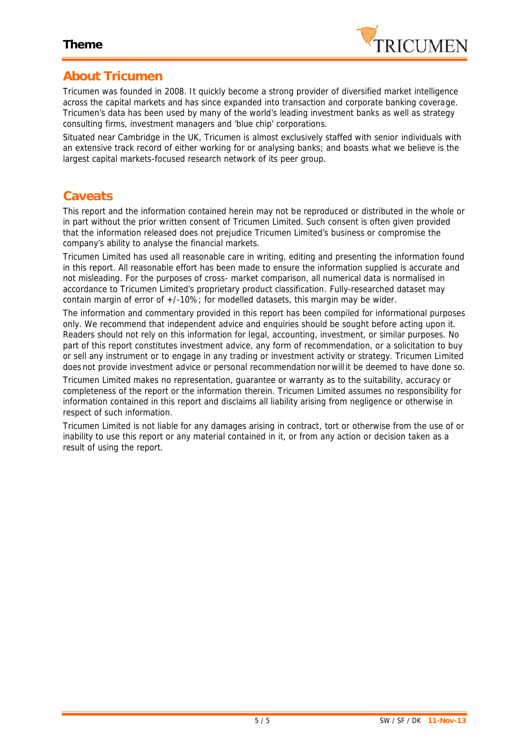## About Tricumen

Tricumen was founded in 2008. It quickly become a strong provider of diversified market intelligence across the capital markets and has since expanded into transaction and corporate banking coverage. Tricumen's data has been used by many of the world's leading investment banks as well as strategy consulting firms, investment managers and 'blue chip' corporations.

Situated near Cambridge in the UK, Tricumen is almost exclusively staffed with senior individuals with an extensive track record of either working for or analysing banks; and boasts what we believe is the largest capital markets-focused research network of its peer group.

## Caveats

This report and the information contained herein may not be reproduced or distributed in the whole or in part without the prior written consent of Tricumen Limited. Such consent is often given provided that the information released does not prejudice Tricumen Limited's business or compromise the company's ability to analyse the financial markets.

Tricumen Limited has used all reasonable care in writing, editing and presenting the information found in this report. All reasonable effort has been made to ensure the information supplied is accurate and not misleading. For the purposes of cross- market comparison, all numerical data is normalised in accordance to Tricumen Limited's proprietary product classification. Fully-researched dataset may contain margin of error of +/-10%; for modelled datasets, this margin may be wider.

The information and commentary provided in this report has been compiled for informational purposes only. We recommend that independent advice and enquiries should be sought before acting upon it. Readers should not rely on this information for legal, accounting, investment, or similar purposes. No part of this report constitutes investment advice, any form of recommendation, or a solicitation to buy or sell any instrument or to engage in any trading or investment activity or strategy. Tricumen Limited does not provide investment advice or personal recommendation nor will it be deemed to have done so.

Tricumen Limited makes no representation, guarantee or warranty as to the suitability, accuracy or completeness of the report or the information therein. Tricumen Limited assumes no responsibility for information contained in this report and disclaims all liability arising from negligence or otherwise in respect of such information.

Tricumen Limited is not liable for any damages arising in contract, tort or otherwise from the use of or inability to use this report or any material contained in it, or from any action or decision taken as a result of using the report.